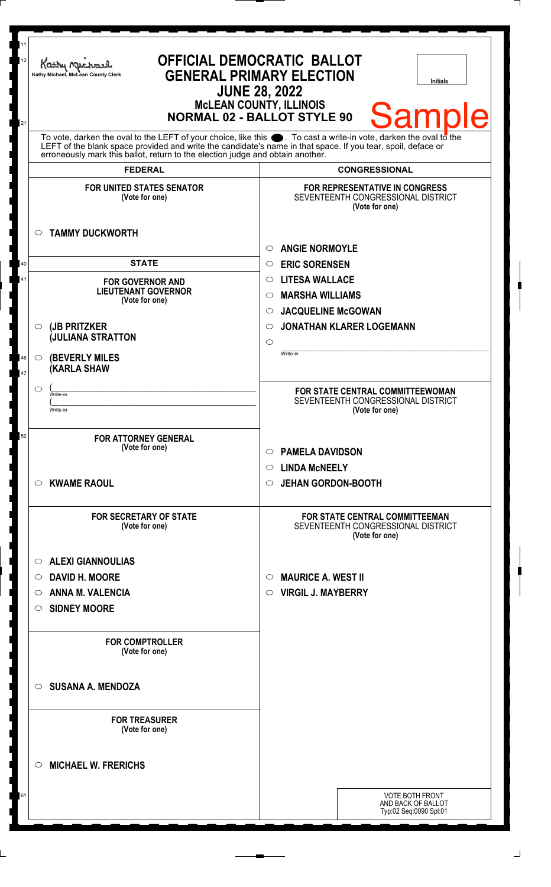Kathy Michael, McLean County Clerk

# OFFICIAL DEMOCRATIC BALLOT
## GENERAL PRIMARY ELECTION
## JUNE 28, 2022
### McLEAN COUNTY, ILLINOIS
### NORMAL 02 - BALLOT STYLE 90

Initials

Sample

To vote, darken the oval to the LEFT of your choice, like this ●. To cast a write-in vote, darken the oval to the LEFT of the blank space provided and write the candidate's name in that space. If you tear, spoil, deface or erroneously mark this ballot, return to the election judge and obtain another.

## FEDERAL

**FOR UNITED STATES SENATOR**
(Vote for one)

- ○ **TAMMY DUCKWORTH**

## STATE

**FOR GOVERNOR AND LIEUTENANT GOVERNOR**
(Vote for one)

- ○ **(JB PRITZKER (JULIANA STRATTON**
- ○ **(BEVERLY MILES (KARLA SHAW**
- ○ ( \_\_\_\_\_\_\_\_ Write-in ( \_\_\_\_\_\_\_\_ Write-in

**FOR ATTORNEY GENERAL**
(Vote for one)

- ○ **KWAME RAOUL**

**FOR SECRETARY OF STATE**
(Vote for one)

- ○ **ALEXI GIANNOULIAS**
- ○ **DAVID H. MOORE**
- ○ **ANNA M. VALENCIA**
- ○ **SIDNEY MOORE**

**FOR COMPTROLLER**
(Vote for one)

- ○ **SUSANA A. MENDOZA**

**FOR TREASURER**
(Vote for one)

- ○ **MICHAEL W. FRERICHS**

## CONGRESSIONAL

**FOR REPRESENTATIVE IN CONGRESS**
SEVENTEENTH CONGRESSIONAL DISTRICT
(Vote for one)

- ○ **ANGIE NORMOYLE**
- ○ **ERIC SORENSEN**
- ○ **LITESA WALLACE**
- ○ **MARSHA WILLIAMS**
- ○ **JACQUELINE McGOWAN**
- ○ **JONATHAN KLARER LOGEMANN**
- ○ \_\_\_\_\_\_\_\_ Write-in

**FOR STATE CENTRAL COMMITTEEWOMAN**
SEVENTEENTH CONGRESSIONAL DISTRICT
(Vote for one)

- ○ **PAMELA DAVIDSON**
- ○ **LINDA McNEELY**
- ○ **JEHAN GORDON-BOOTH**

**FOR STATE CENTRAL COMMITTEEMAN**
SEVENTEENTH CONGRESSIONAL DISTRICT
(Vote for one)

- ○ **MAURICE A. WEST II**
- ○ **VIRGIL J. MAYBERRY**

VOTE BOTH FRONT AND BACK OF BALLOT
Typ:02 Seq:0090 Spl:01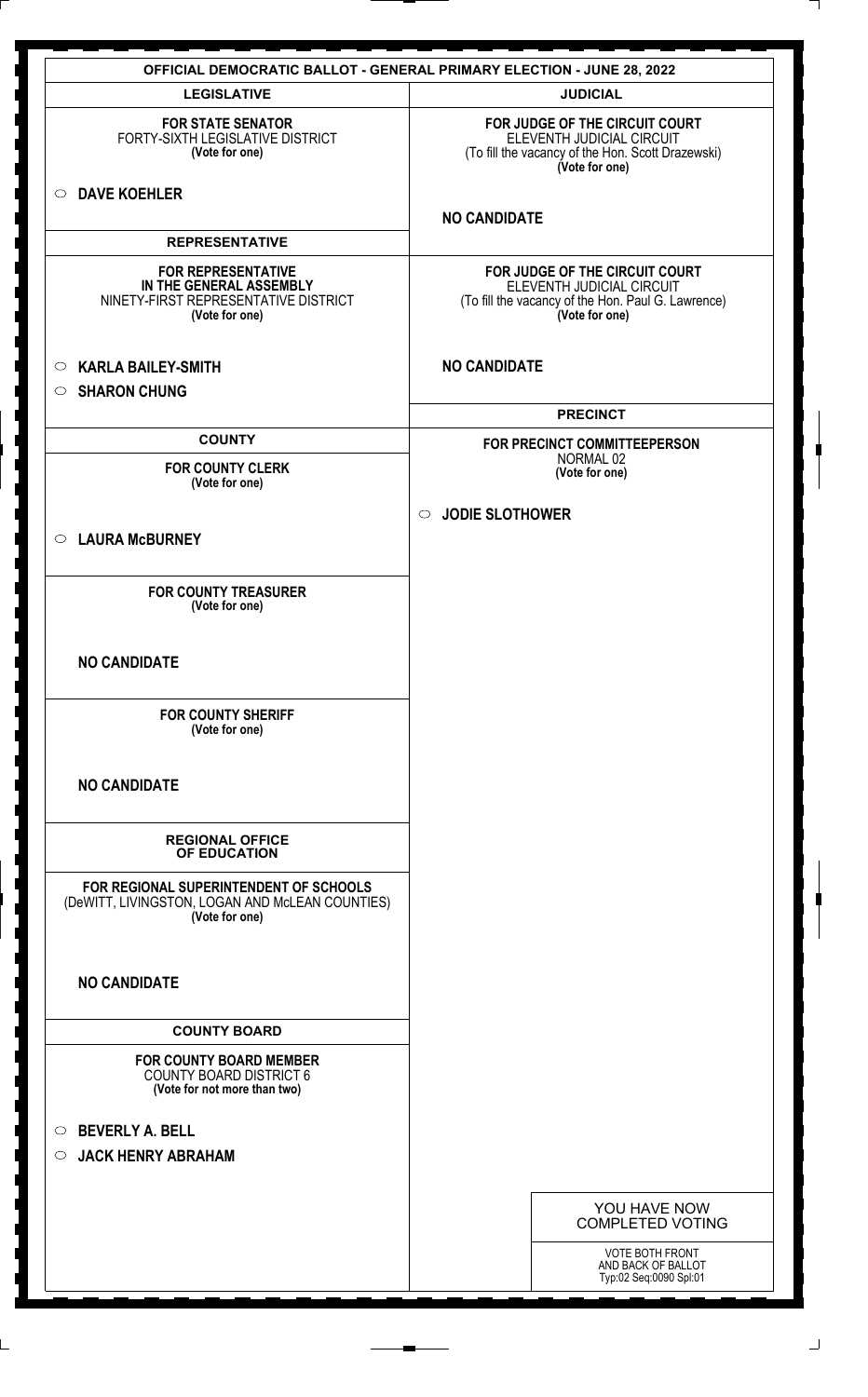# OFFICIAL DEMOCRATIC BALLOT - GENERAL PRIMARY ELECTION - JUNE 28, 2022

## LEGISLATIVE

**FOR STATE SENATOR**
FORTY-SIXTH LEGISLATIVE DISTRICT
**(Vote for one)**

○ **DAVE KOEHLER**

## REPRESENTATIVE

**FOR REPRESENTATIVE IN THE GENERAL ASSEMBLY**
NINETY-FIRST REPRESENTATIVE DISTRICT
**(Vote for one)**

○ **KARLA BAILEY-SMITH**
○ **SHARON CHUNG**

## COUNTY

**FOR COUNTY CLERK**
**(Vote for one)**

○ **LAURA McBURNEY**

**FOR COUNTY TREASURER**
**(Vote for one)**

**NO CANDIDATE**

**FOR COUNTY SHERIFF**
**(Vote for one)**

**NO CANDIDATE**

## REGIONAL OFFICE OF EDUCATION

**FOR REGIONAL SUPERINTENDENT OF SCHOOLS**
(DeWITT, LIVINGSTON, LOGAN AND McLEAN COUNTIES)
**(Vote for one)**

**NO CANDIDATE**

## COUNTY BOARD

**FOR COUNTY BOARD MEMBER**
COUNTY BOARD DISTRICT 6
**(Vote for not more than two)**

○ **BEVERLY A. BELL**
○ **JACK HENRY ABRAHAM**

## JUDICIAL

**FOR JUDGE OF THE CIRCUIT COURT**
ELEVENTH JUDICIAL CIRCUIT
(To fill the vacancy of the Hon. Scott Drazewski)
**(Vote for one)**

**NO CANDIDATE**

**FOR JUDGE OF THE CIRCUIT COURT**
ELEVENTH JUDICIAL CIRCUIT
(To fill the vacancy of the Hon. Paul G. Lawrence)
**(Vote for one)**

**NO CANDIDATE**

## PRECINCT

**FOR PRECINCT COMMITTEEPERSON**
NORMAL 02
**(Vote for one)**

○ **JODIE SLOTHOWER**

YOU HAVE NOW COMPLETED VOTING

VOTE BOTH FRONT AND BACK OF BALLOT
Typ:02 Seq:0090 Spl:01